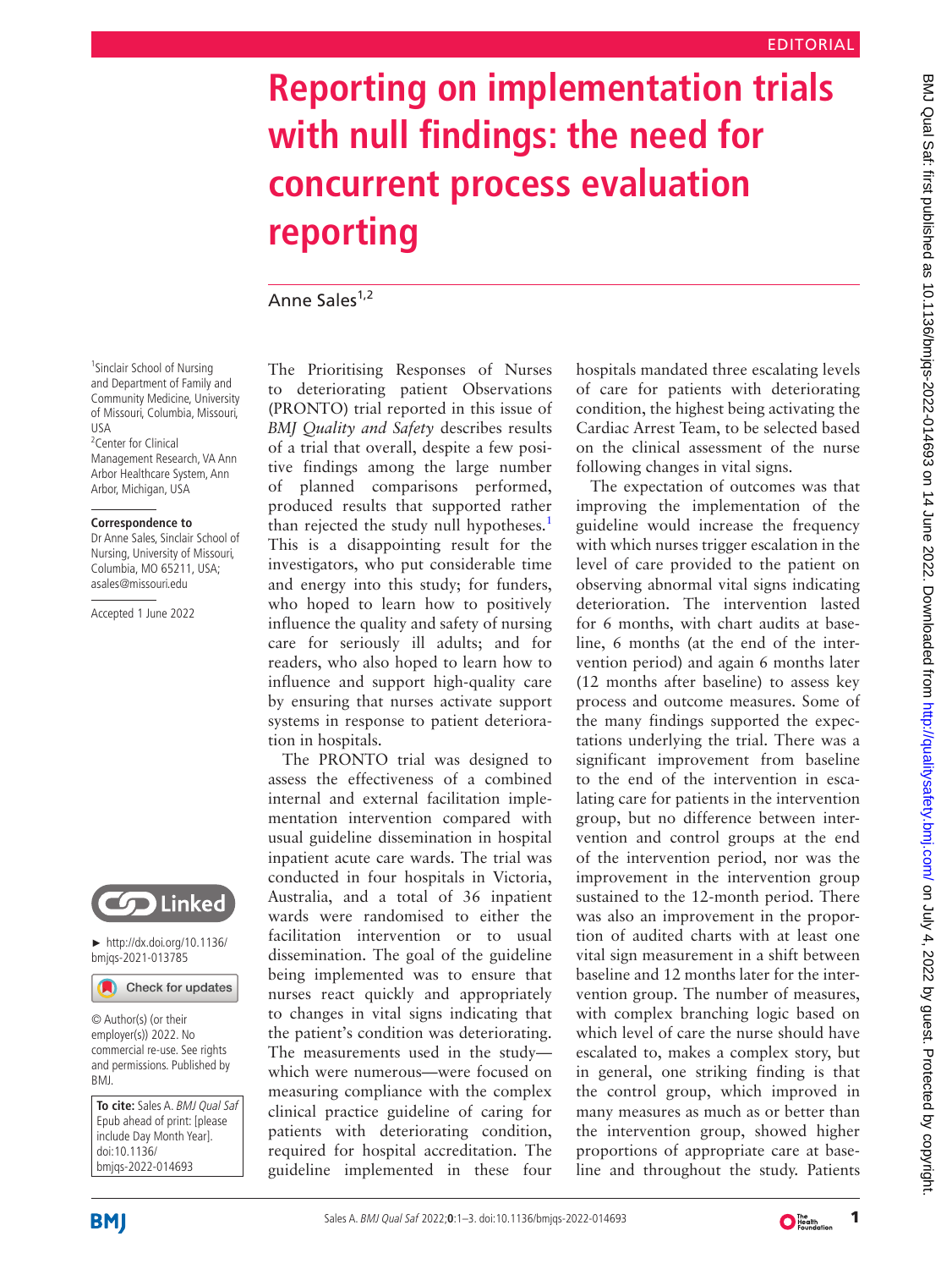EDITORIAL

# Reporting on implementation trials with null findings: the need for concurrent process evaluation reporting

Anne Sales[1,2]

[1] Sinclair School of Nursing and Department of Family and Community Medicine, University of Missouri, Columbia, Missouri, USA
[2] Center for Clinical Management Research, VA Ann Arbor Healthcare System, Ann Arbor, Michigan, USA

**Correspondence to**
Dr Anne Sales, Sinclair School of Nursing, University of Missouri, Columbia, MO 65211, USA; asales@missouri.edu

Accepted 1 June 2022

► http://dx.doi.org/10.1136/bmjqs-2021-013785

© Author(s) (or their employer(s)) 2022. No commercial re-use. See rights and permissions. Published by BMJ.

**To cite:** Sales A. *BMJ Qual Saf* Epub ahead of print: [please include Day Month Year]. doi:10.1136/bmjqs-2022-014693

The Prioritising Responses of Nurses to deteriorating patient Observations (PRONTO) trial reported in this issue of *BMJ Quality and Safety* describes results of a trial that overall, despite a few positive findings among the large number of planned comparisons performed, produced results that supported rather than rejected the study null hypotheses.[1] This is a disappointing result for the investigators, who put considerable time and energy into this study; for funders, who hoped to learn how to positively influence the quality and safety of nursing care for seriously ill adults; and for readers, who also hoped to learn how to influence and support high-quality care by ensuring that nurses activate support systems in response to patient deterioration in hospitals.

The PRONTO trial was designed to assess the effectiveness of a combined internal and external facilitation implementation intervention compared with usual guideline dissemination in hospital inpatient acute care wards. The trial was conducted in four hospitals in Victoria, Australia, and a total of 36 inpatient wards were randomised to either the facilitation intervention or to usual dissemination. The goal of the guideline being implemented was to ensure that nurses react quickly and appropriately to changes in vital signs indicating that the patient's condition was deteriorating. The measurements used in the study—which were numerous—were focused on measuring compliance with the complex clinical practice guideline of caring for patients with deteriorating condition, required for hospital accreditation. The guideline implemented in these four hospitals mandated three escalating levels of care for patients with deteriorating condition, the highest being activating the Cardiac Arrest Team, to be selected based on the clinical assessment of the nurse following changes in vital signs.

The expectation of outcomes was that improving the implementation of the guideline would increase the frequency with which nurses trigger escalation in the level of care provided to the patient on observing abnormal vital signs indicating deterioration. The intervention lasted for 6 months, with chart audits at baseline, 6 months (at the end of the intervention period) and again 6 months later (12 months after baseline) to assess key process and outcome measures. Some of the many findings supported the expectations underlying the trial. There was a significant improvement from baseline to the end of the intervention in escalating care for patients in the intervention group, but no difference between intervention and control groups at the end of the intervention period, nor was the improvement in the intervention group sustained to the 12-month period. There was also an improvement in the proportion of audited charts with at least one vital sign measurement in a shift between baseline and 12 months later for the intervention group. The number of measures, with complex branching logic based on which level of care the nurse should have escalated to, makes a complex story, but in general, one striking finding is that the control group, which improved in many measures as much as or better than the intervention group, showed higher proportions of appropriate care at baseline and throughout the study. Patients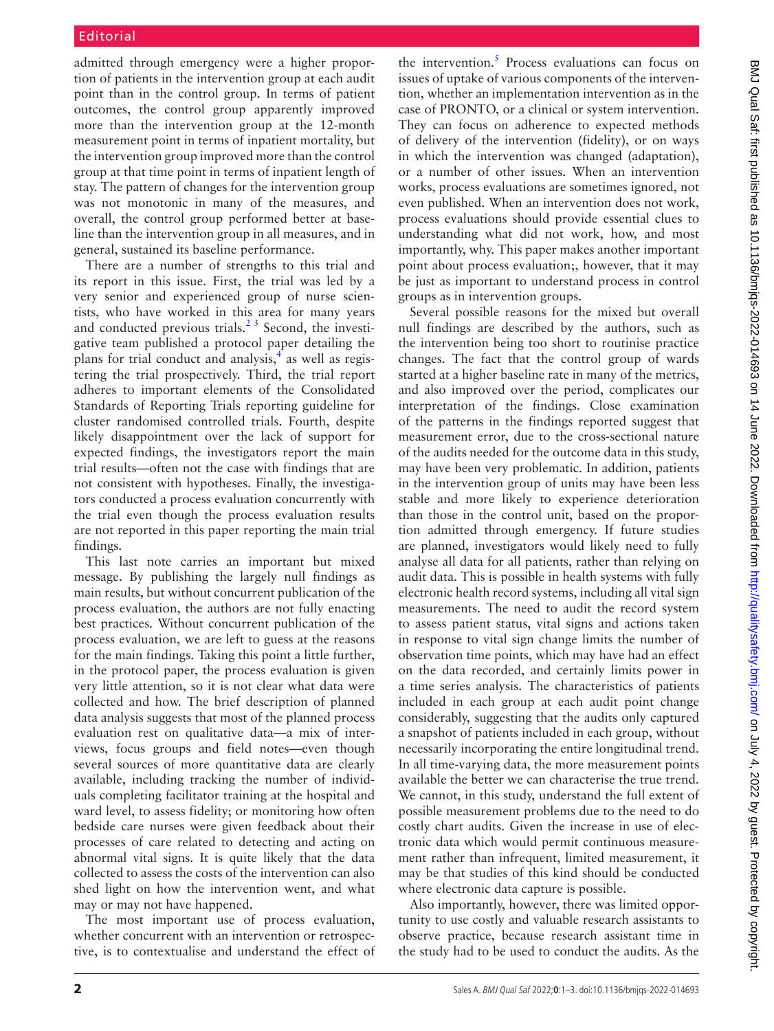admitted through emergency were a higher proportion of patients in the intervention group at each audit point than in the control group. In terms of patient outcomes, the control group apparently improved more than the intervention group at the 12-month measurement point in terms of inpatient mortality, but the intervention group improved more than the control group at that time point in terms of inpatient length of stay. The pattern of changes for the intervention group was not monotonic in many of the measures, and overall, the control group performed better at baseline than the intervention group in all measures, and in general, sustained its baseline performance.

There are a number of strengths to this trial and its report in this issue. First, the trial was led by a very senior and experienced group of nurse scientists, who have worked in this area for many years and conducted previous trials.[2 3] Second, the investigative team published a protocol paper detailing the plans for trial conduct and analysis,[4] as well as registering the trial prospectively. Third, the trial report adheres to important elements of the Consolidated Standards of Reporting Trials reporting guideline for cluster randomised controlled trials. Fourth, despite likely disappointment over the lack of support for expected findings, the investigators report the main trial results—often not the case with findings that are not consistent with hypotheses. Finally, the investigators conducted a process evaluation concurrently with the trial even though the process evaluation results are not reported in this paper reporting the main trial findings.

This last note carries an important but mixed message. By publishing the largely null findings as main results, but without concurrent publication of the process evaluation, the authors are not fully enacting best practices. Without concurrent publication of the process evaluation, we are left to guess at the reasons for the main findings. Taking this point a little further, in the protocol paper, the process evaluation is given very little attention, so it is not clear what data were collected and how. The brief description of planned data analysis suggests that most of the planned process evaluation rest on qualitative data—a mix of interviews, focus groups and field notes—even though several sources of more quantitative data are clearly available, including tracking the number of individuals completing facilitator training at the hospital and ward level, to assess fidelity; or monitoring how often bedside care nurses were given feedback about their processes of care related to detecting and acting on abnormal vital signs. It is quite likely that the data collected to assess the costs of the intervention can also shed light on how the intervention went, and what may or may not have happened.

The most important use of process evaluation, whether concurrent with an intervention or retrospective, is to contextualise and understand the effect of the intervention.[5] Process evaluations can focus on issues of uptake of various components of the intervention, whether an implementation intervention as in the case of PRONTO, or a clinical or system intervention. They can focus on adherence to expected methods of delivery of the intervention (fidelity), or on ways in which the intervention was changed (adaptation), or a number of other issues. When an intervention works, process evaluations are sometimes ignored, not even published. When an intervention does not work, process evaluations should provide essential clues to understanding what did not work, how, and most importantly, why. This paper makes another important point about process evaluation;, however, that it may be just as important to understand process in control groups as in intervention groups.

Several possible reasons for the mixed but overall null findings are described by the authors, such as the intervention being too short to routinise practice changes. The fact that the control group of wards started at a higher baseline rate in many of the metrics, and also improved over the period, complicates our interpretation of the findings. Close examination of the patterns in the findings reported suggest that measurement error, due to the cross-sectional nature of the audits needed for the outcome data in this study, may have been very problematic. In addition, patients in the intervention group of units may have been less stable and more likely to experience deterioration than those in the control unit, based on the proportion admitted through emergency. If future studies are planned, investigators would likely need to fully analyse all data for all patients, rather than relying on audit data. This is possible in health systems with fully electronic health record systems, including all vital sign measurements. The need to audit the record system to assess patient status, vital signs and actions taken in response to vital sign change limits the number of observation time points, which may have had an effect on the data recorded, and certainly limits power in a time series analysis. The characteristics of patients included in each group at each audit point change considerably, suggesting that the audits only captured a snapshot of patients included in each group, without necessarily incorporating the entire longitudinal trend. In all time-varying data, the more measurement points available the better we can characterise the true trend. We cannot, in this study, understand the full extent of possible measurement problems due to the need to do costly chart audits. Given the increase in use of electronic data which would permit continuous measurement rather than infrequent, limited measurement, it may be that studies of this kind should be conducted where electronic data capture is possible.

Also importantly, however, there was limited opportunity to use costly and valuable research assistants to observe practice, because research assistant time in the study had to be used to conduct the audits. As the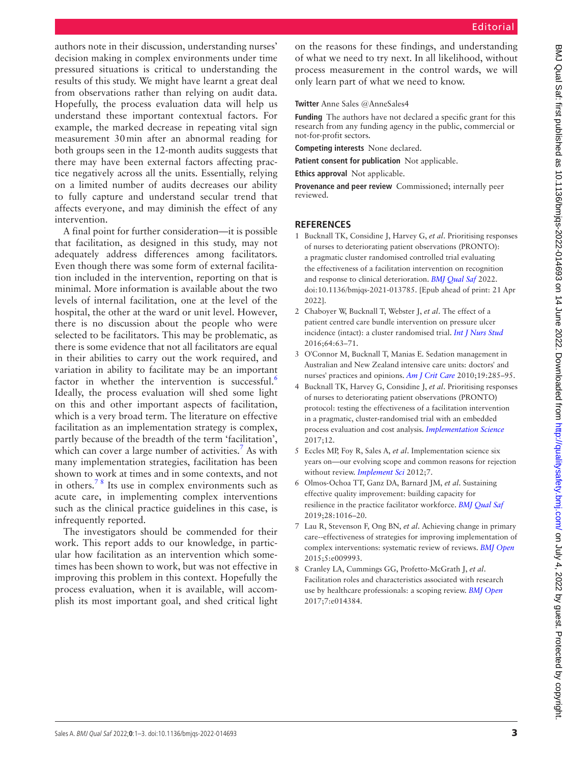authors note in their discussion, understanding nurses' decision making in complex environments under time pressured situations is critical to understanding the results of this study. We might have learnt a great deal from observations rather than relying on audit data. Hopefully, the process evaluation data will help us understand these important contextual factors. For example, the marked decrease in repeating vital sign measurement 30 min after an abnormal reading for both groups seen in the 12-month audits suggests that there may have been external factors affecting practice negatively across all the units. Essentially, relying on a limited number of audits decreases our ability to fully capture and understand secular trend that affects everyone, and may diminish the effect of any intervention.

A final point for further consideration—it is possible that facilitation, as designed in this study, may not adequately address differences among facilitators. Even though there was some form of external facilitation included in the intervention, reporting on that is minimal. More information is available about the two levels of internal facilitation, one at the level of the hospital, the other at the ward or unit level. However, there is no discussion about the people who were selected to be facilitators. This may be problematic, as there is some evidence that not all facilitators are equal in their abilities to carry out the work required, and variation in ability to facilitate may be an important factor in whether the intervention is successful.[6] Ideally, the process evaluation will shed some light on this and other important aspects of facilitation, which is a very broad term. The literature on effective facilitation as an implementation strategy is complex, partly because of the breadth of the term 'facilitation', which can cover a large number of activities.[7] As with many implementation strategies, facilitation has been shown to work at times and in some contexts, and not in others.[7,8] Its use in complex environments such as acute care, in implementing complex interventions such as the clinical practice guidelines in this case, is infrequently reported.

The investigators should be commended for their work. This report adds to our knowledge, in particular how facilitation as an intervention which sometimes has been shown to work, but was not effective in improving this problem in this context. Hopefully the process evaluation, when it is available, will accomplish its most important goal, and shed critical light on the reasons for these findings, and understanding of what we need to try next. In all likelihood, without process measurement in the control wards, we will only learn part of what we need to know.

**Twitter** Anne Sales @AnneSales4

**Funding** The authors have not declared a specific grant for this research from any funding agency in the public, commercial or not-for-profit sectors.

**Competing interests** None declared.

**Patient consent for publication** Not applicable.

**Ethics approval** Not applicable.

**Provenance and peer review** Commissioned; internally peer reviewed.

## REFERENCES

1. Bucknall TK, Considine J, Harvey G, *et al*. Prioritising responses of nurses to deteriorating patient observations (PRONTO): a pragmatic cluster randomised controlled trial evaluating the effectiveness of a facilitation intervention on recognition and response to clinical deterioration. *BMJ Qual Saf* 2022. doi:10.1136/bmjqs-2021-013785. [Epub ahead of print: 21 Apr 2022].
2. Chaboyer W, Bucknall T, Webster J, *et al*. The effect of a patient centred care bundle intervention on pressure ulcer incidence (intact): a cluster randomised trial. *Int J Nurs Stud* 2016;64:63–71.
3. O'Connor M, Bucknall T, Manias E. Sedation management in Australian and New Zealand intensive care units: doctors' and nurses' practices and opinions. *Am J Crit Care* 2010;19:285–95.
4. Bucknall TK, Harvey G, Considine J, *et al*. Prioritising responses of nurses to deteriorating patient observations (PRONTO) protocol: testing the effectiveness of a facilitation intervention in a pragmatic, cluster-randomised trial with an embedded process evaluation and cost analysis. *Implementation Science* 2017;12.
5. Eccles MP, Foy R, Sales A, *et al*. Implementation science six years on—our evolving scope and common reasons for rejection without review. *Implement Sci* 2012;7.
6. Olmos-Ochoa TT, Ganz DA, Barnard JM, *et al*. Sustaining effective quality improvement: building capacity for resilience in the practice facilitator workforce. *BMJ Qual Saf* 2019;28:1016–20.
7. Lau R, Stevenson F, Ong BN, *et al*. Achieving change in primary care--effectiveness of strategies for improving implementation of complex interventions: systematic review of reviews. *BMJ Open* 2015;5:e009993.
8. Cranley LA, Cummings GG, Profetto-McGrath J, *et al*. Facilitation roles and characteristics associated with research use by healthcare professionals: a scoping review. *BMJ Open* 2017;7:e014384.